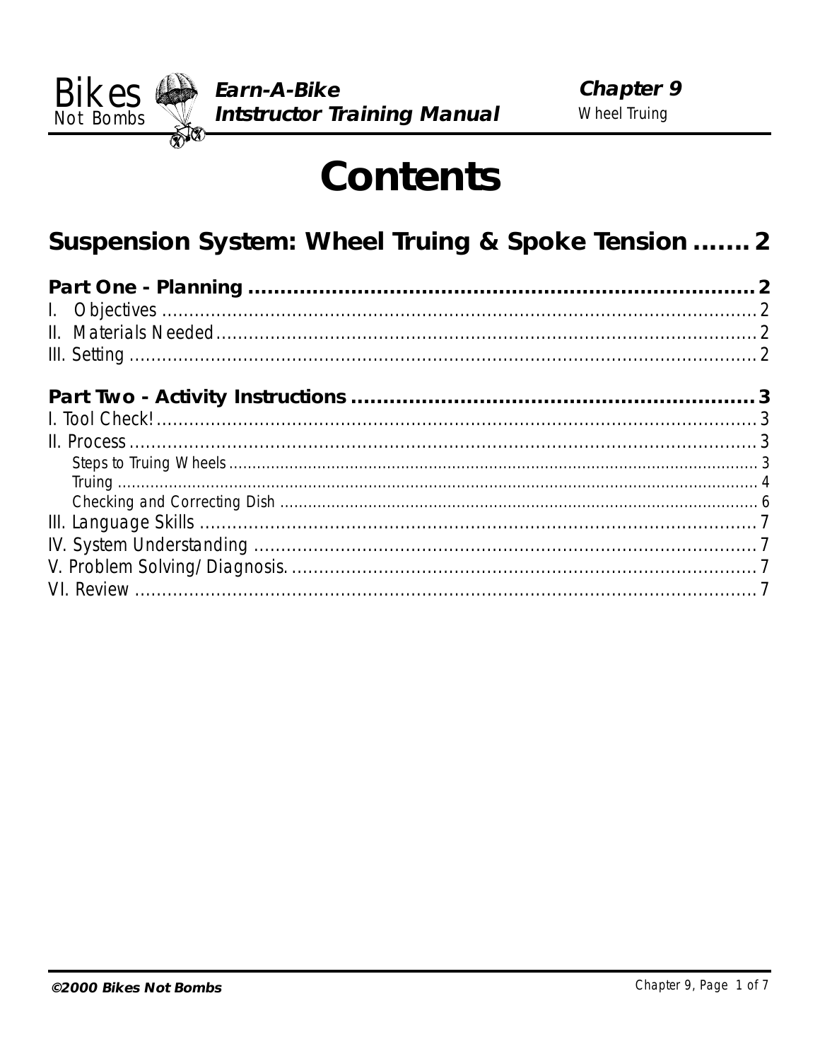# Contents

## Suspension System: Wheel Truing & Spoke Tension ....... 2

**Part One - Planning ........................................................................ 2**

I. Objectives ........................................................................ 2

II. Materials Needed ........................................................................ 2

III. Setting ........................................................................ 2

**Part Two - Activity Instructions ........................................................................ 3**

I. Tool Check! ........................................................................ 3

II. Process ........................................................................ 3

- Steps to Truing Wheels ........................................................................ 3
- Truing ........................................................................ 4
- Checking and Correcting Dish ........................................................................ 6

III. Language Skills ........................................................................ 7

IV. System Understanding ........................................................................ 7

V. Problem Solving/Diagnosis. ........................................................................ 7

VI. Review ........................................................................ 7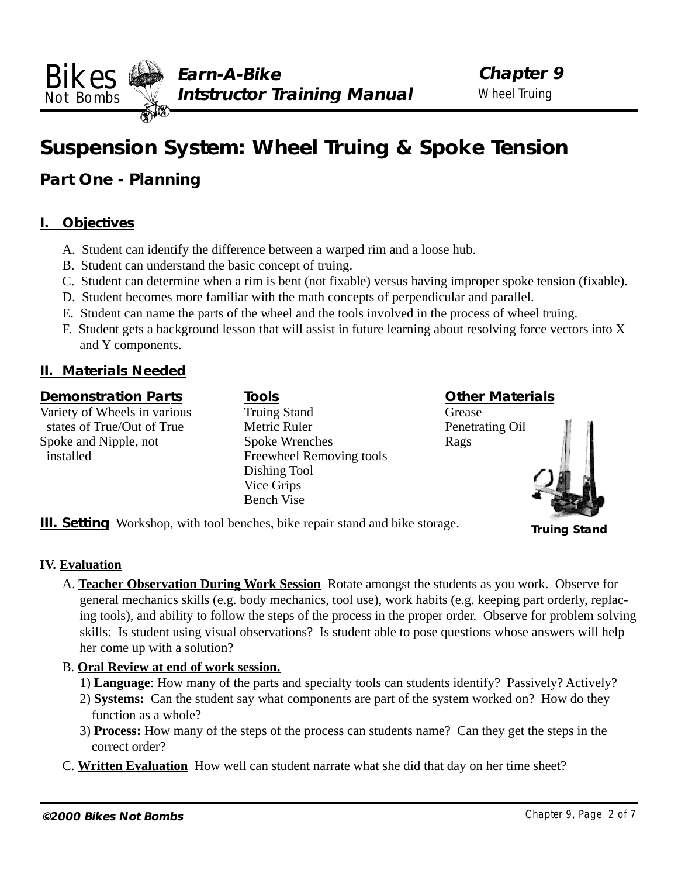# Suspension System: Wheel Truing & Spoke Tension

## Part One - Planning

### I. Objectives

A. Student can identify the difference between a warped rim and a loose hub.
B. Student can understand the basic concept of truing.
C. Student can determine when a rim is bent (not fixable) versus having improper spoke tension (fixable).
D. Student becomes more familiar with the math concepts of perpendicular and parallel.
E. Student can name the parts of the wheel and the tools involved in the process of wheel truing.
F. Student gets a background lesson that will assist in future learning about resolving force vectors into X and Y components.

### II. Materials Needed

**Demonstration Parts**
Variety of Wheels in various states of True/Out of True
Spoke and Nipple, not installed

**Tools**
Truing Stand
Metric Ruler
Spoke Wrenches
Freewheel Removing tools
Dishing Tool
Vice Grips
Bench Vise

**Other Materials**
Grease
Penetrating Oil
Rags

**Truing Stand**

**III. Setting** Workshop, with tool benches, bike repair stand and bike storage.

**IV. Evaluation**

A. **Teacher Observation During Work Session** Rotate amongst the students as you work. Observe for general mechanics skills (e.g. body mechanics, tool use), work habits (e.g. keeping part orderly, replacing tools), and ability to follow the steps of the process in the proper order. Observe for problem solving skills: Is student using visual observations? Is student able to pose questions whose answers will help her come up with a solution?

B. **Oral Review at end of work session.**
1) **Language**: How many of the parts and specialty tools can students identify? Passively? Actively?
2) **Systems:** Can the student say what components are part of the system worked on? How do they function as a whole?
3) **Process:** How many of the steps of the process can students name? Can they get the steps in the correct order?

C. **Written Evaluation** How well can student narrate what she did that day on her time sheet?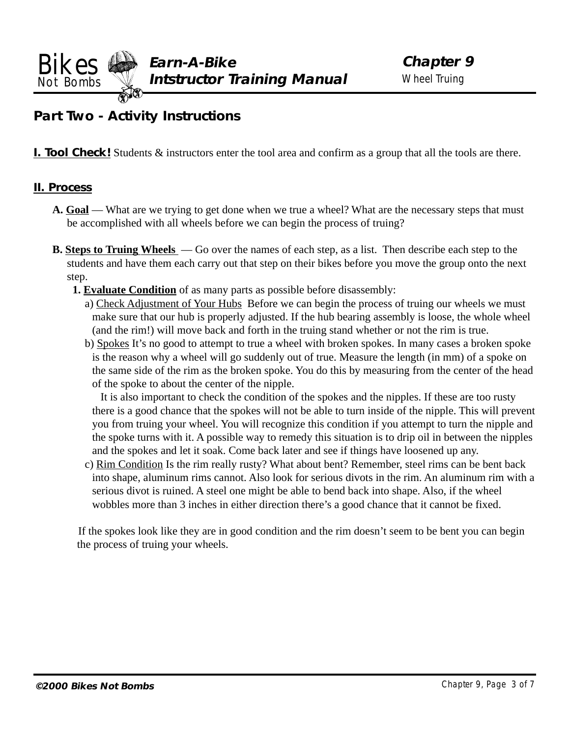## Part Two - Activity Instructions

**I. Tool Check!** Students & instructors enter the tool area and confirm as a group that all the tools are there.

**II. Process**

**A. Goal** — What are we trying to get done when we true a wheel? What are the necessary steps that must be accomplished with all wheels before we can begin the process of truing?

**B. Steps to Truing Wheels** — Go over the names of each step, as a list. Then describe each step to the students and have them each carry out that step on their bikes before you move the group onto the next step.

**1. Evaluate Condition** of as many parts as possible before disassembly:

a) Check Adjustment of Your Hubs Before we can begin the process of truing our wheels we must make sure that our hub is properly adjusted. If the hub bearing assembly is loose, the whole wheel (and the rim!) will move back and forth in the truing stand whether or not the rim is true.

b) Spokes It's no good to attempt to true a wheel with broken spokes. In many cases a broken spoke is the reason why a wheel will go suddenly out of true. Measure the length (in mm) of a spoke on the same side of the rim as the broken spoke. You do this by measuring from the center of the head of the spoke to about the center of the nipple.

It is also important to check the condition of the spokes and the nipples. If these are too rusty there is a good chance that the spokes will not be able to turn inside of the nipple. This will prevent you from truing your wheel. You will recognize this condition if you attempt to turn the nipple and the spoke turns with it. A possible way to remedy this situation is to drip oil in between the nipples and the spokes and let it soak. Come back later and see if things have loosened up any.

c) Rim Condition Is the rim really rusty? What about bent? Remember, steel rims can be bent back into shape, aluminum rims cannot. Also look for serious divots in the rim. An aluminum rim with a serious divot is ruined. A steel one might be able to bend back into shape. Also, if the wheel wobbles more than 3 inches in either direction there's a good chance that it cannot be fixed.

If the spokes look like they are in good condition and the rim doesn't seem to be bent you can begin the process of truing your wheels.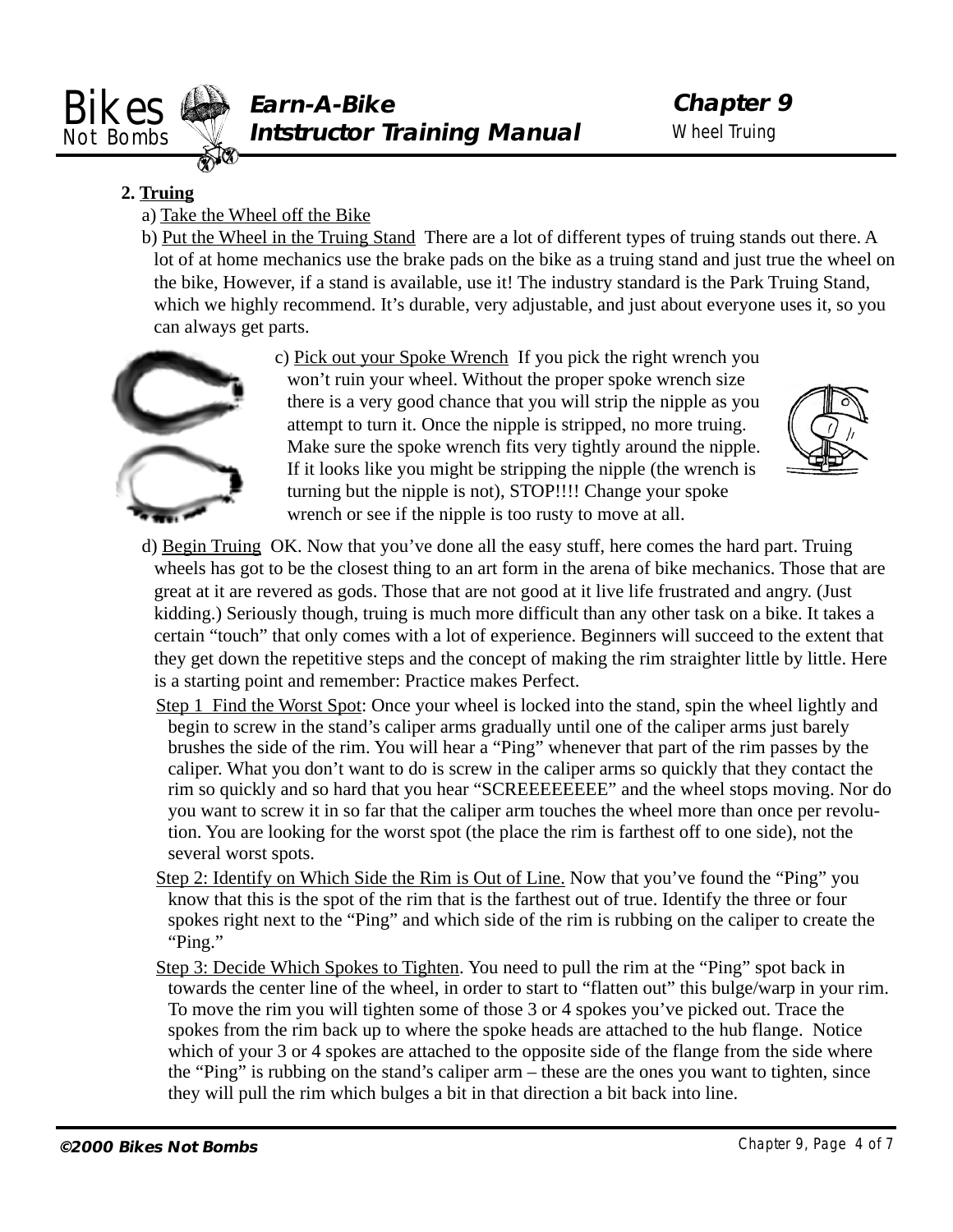**2. Truing**

a) Take the Wheel off the Bike

b) Put the Wheel in the Truing Stand  There are a lot of different types of truing stands out there. A lot of at home mechanics use the brake pads on the bike as a truing stand and just true the wheel on the bike, However, if a stand is available, use it! The industry standard is the Park Truing Stand, which we highly recommend. It's durable, very adjustable, and just about everyone uses it, so you can always get parts.

c) Pick out your Spoke Wrench  If you pick the right wrench you won't ruin your wheel. Without the proper spoke wrench size there is a very good chance that you will strip the nipple as you attempt to turn it. Once the nipple is stripped, no more truing. Make sure the spoke wrench fits very tightly around the nipple. If it looks like you might be stripping the nipple (the wrench is turning but the nipple is not), STOP!!!! Change your spoke wrench or see if the nipple is too rusty to move at all.

d) Begin Truing  OK. Now that you've done all the easy stuff, here comes the hard part. Truing wheels has got to be the closest thing to an art form in the arena of bike mechanics. Those that are great at it are revered as gods. Those that are not good at it live life frustrated and angry. (Just kidding.) Seriously though, truing is much more difficult than any other task on a bike. It takes a certain "touch" that only comes with a lot of experience. Beginners will succeed to the extent that they get down the repetitive steps and the concept of making the rim straighter little by little. Here is a starting point and remember: Practice makes Perfect.

Step 1  Find the Worst Spot: Once your wheel is locked into the stand, spin the wheel lightly and begin to screw in the stand's caliper arms gradually until one of the caliper arms just barely brushes the side of the rim. You will hear a "Ping" whenever that part of the rim passes by the caliper. What you don't want to do is screw in the caliper arms so quickly that they contact the rim so quickly and so hard that you hear "SCREEEEEEEE" and the wheel stops moving. Nor do you want to screw it in so far that the caliper arm touches the wheel more than once per revolution. You are looking for the worst spot (the place the rim is farthest off to one side), not the several worst spots.

Step 2: Identify on Which Side the Rim is Out of Line. Now that you've found the "Ping" you know that this is the spot of the rim that is the farthest out of true. Identify the three or four spokes right next to the "Ping" and which side of the rim is rubbing on the caliper to create the "Ping."

Step 3: Decide Which Spokes to Tighten. You need to pull the rim at the "Ping" spot back in towards the center line of the wheel, in order to start to "flatten out" this bulge/warp in your rim. To move the rim you will tighten some of those 3 or 4 spokes you've picked out. Trace the spokes from the rim back up to where the spoke heads are attached to the hub flange. Notice which of your 3 or 4 spokes are attached to the opposite side of the flange from the side where the "Ping" is rubbing on the stand's caliper arm – these are the ones you want to tighten, since they will pull the rim which bulges a bit in that direction a bit back into line.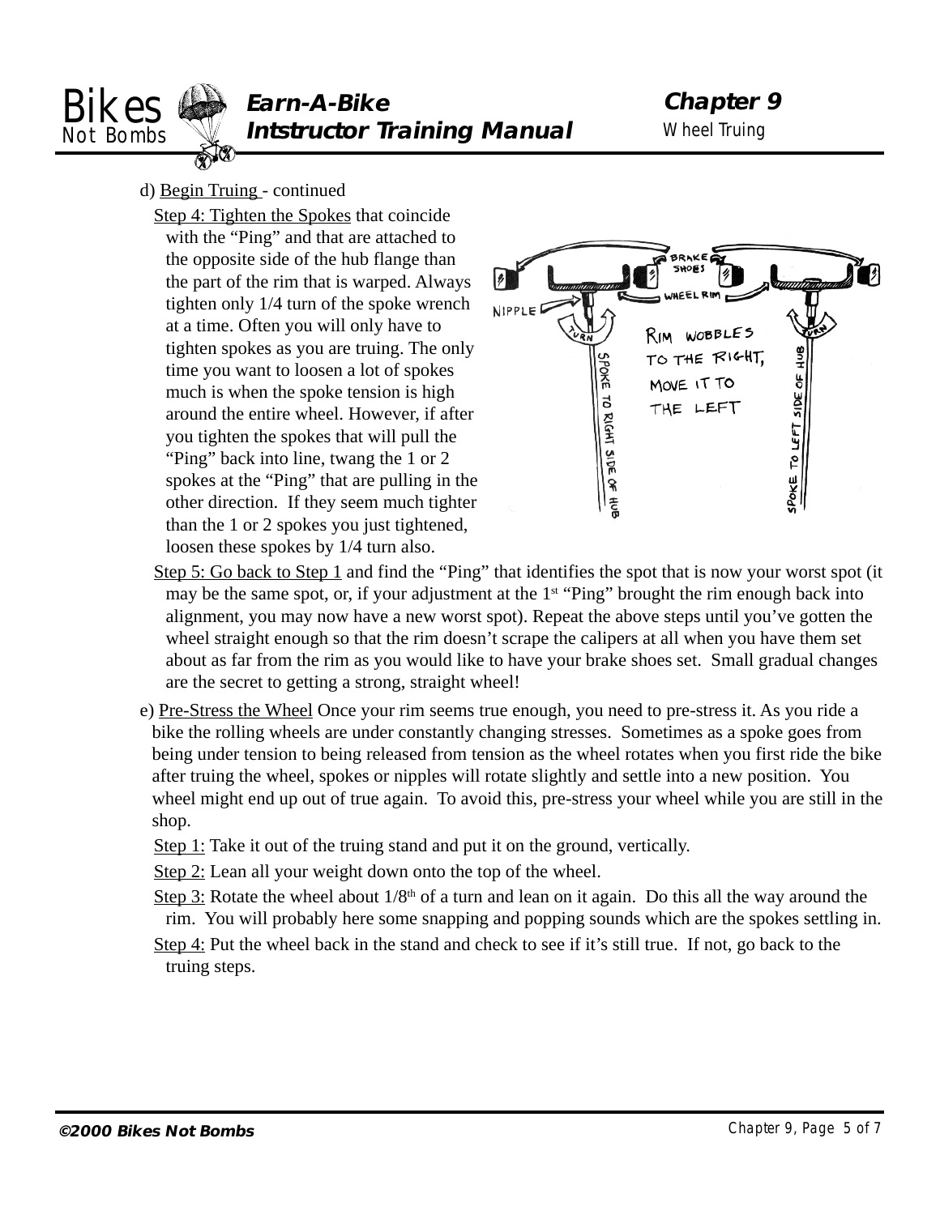d) Begin Truing - continued

Step 4: Tighten the Spokes that coincide with the "Ping" and that are attached to the opposite side of the hub flange than the part of the rim that is warped. Always tighten only 1/4 turn of the spoke wrench at a time. Often you will only have to tighten spokes as you are truing. The only time you want to loosen a lot of spokes much is when the spoke tension is high around the entire wheel. However, if after you tighten the spokes that will pull the "Ping" back into line, twang the 1 or 2 spokes at the "Ping" that are pulling in the other direction. If they seem much tighter than the 1 or 2 spokes you just tightened, loosen these spokes by 1/4 turn also.

Step 5: Go back to Step 1 and find the "Ping" that identifies the spot that is now your worst spot (it may be the same spot, or, if your adjustment at the 1st "Ping" brought the rim enough back into alignment, you may now have a new worst spot). Repeat the above steps until you've gotten the wheel straight enough so that the rim doesn't scrape the calipers at all when you have them set about as far from the rim as you would like to have your brake shoes set. Small gradual changes are the secret to getting a strong, straight wheel!

e) Pre-Stress the Wheel Once your rim seems true enough, you need to pre-stress it. As you ride a bike the rolling wheels are under constantly changing stresses. Sometimes as a spoke goes from being under tension to being released from tension as the wheel rotates when you first ride the bike after truing the wheel, spokes or nipples will rotate slightly and settle into a new position. You wheel might end up out of true again. To avoid this, pre-stress your wheel while you are still in the shop.

Step 1: Take it out of the truing stand and put it on the ground, vertically.

Step 2: Lean all your weight down onto the top of the wheel.

Step 3: Rotate the wheel about 1/8th of a turn and lean on it again. Do this all the way around the rim. You will probably here some snapping and popping sounds which are the spokes settling in.

Step 4: Put the wheel back in the stand and check to see if it's still true. If not, go back to the truing steps.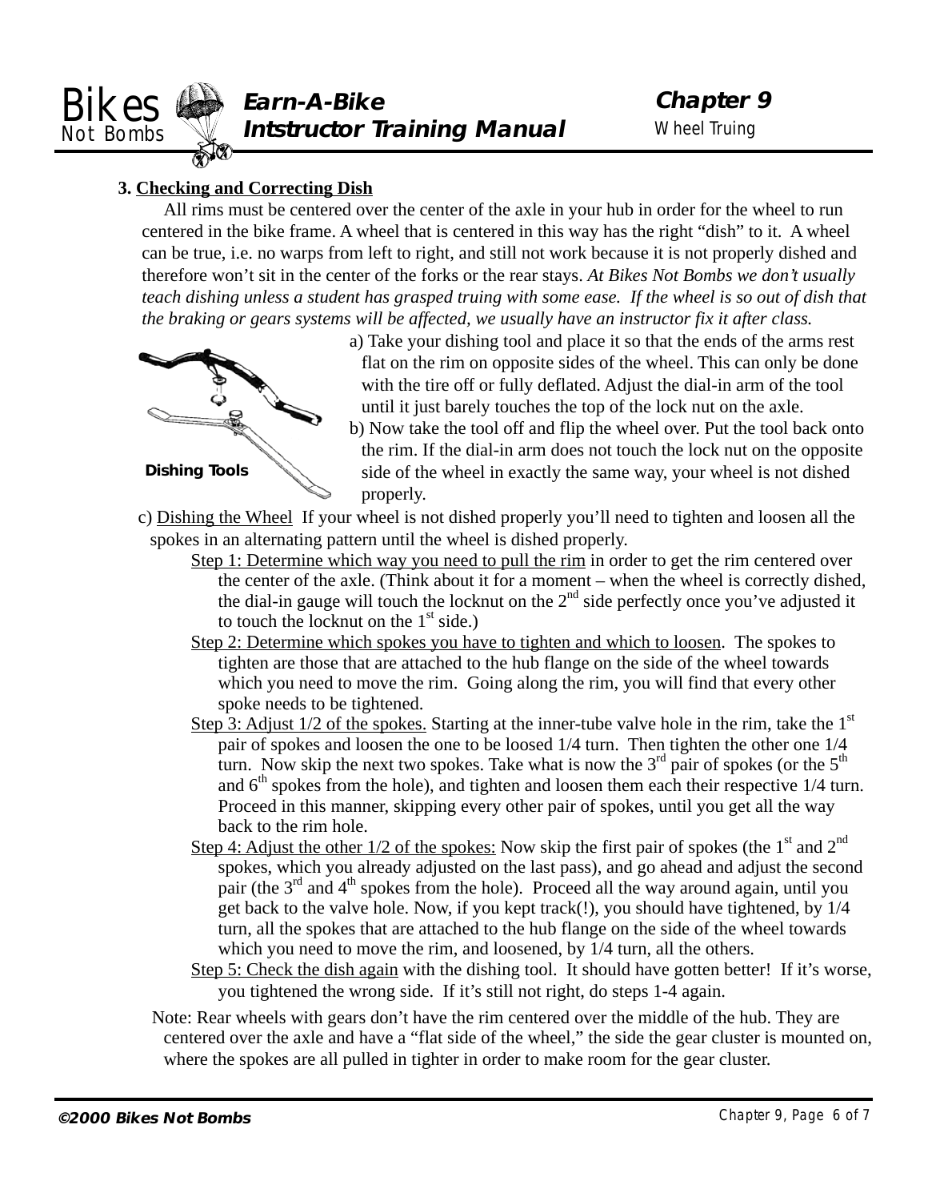**3. Checking and Correcting Dish**

All rims must be centered over the center of the axle in your hub in order for the wheel to run centered in the bike frame. A wheel that is centered in this way has the right "dish" to it. A wheel can be true, i.e. no warps from left to right, and still not work because it is not properly dished and therefore won't sit in the center of the forks or the rear stays. *At Bikes Not Bombs we don't usually teach dishing unless a student has grasped truing with some ease. If the wheel is so out of dish that the braking or gears systems will be affected, we usually have an instructor fix it after class.*

Dishing Tools

a) Take your dishing tool and place it so that the ends of the arms rest flat on the rim on opposite sides of the wheel. This can only be done with the tire off or fully deflated. Adjust the dial-in arm of the tool until it just barely touches the top of the lock nut on the axle.

b) Now take the tool off and flip the wheel over. Put the tool back onto the rim. If the dial-in arm does not touch the lock nut on the opposite side of the wheel in exactly the same way, your wheel is not dished properly.

c) Dishing the Wheel If your wheel is not dished properly you'll need to tighten and loosen all the spokes in an alternating pattern until the wheel is dished properly.

- Step 1: Determine which way you need to pull the rim in order to get the rim centered over the center of the axle. (Think about it for a moment – when the wheel is correctly dished, the dial-in gauge will touch the locknut on the 2nd side perfectly once you've adjusted it to touch the locknut on the 1st side.)
- Step 2: Determine which spokes you have to tighten and which to loosen. The spokes to tighten are those that are attached to the hub flange on the side of the wheel towards which you need to move the rim. Going along the rim, you will find that every other spoke needs to be tightened.
- Step 3: Adjust 1/2 of the spokes. Starting at the inner-tube valve hole in the rim, take the 1st pair of spokes and loosen the one to be loosed 1/4 turn. Then tighten the other one 1/4 turn. Now skip the next two spokes. Take what is now the 3rd pair of spokes (or the 5th and 6th spokes from the hole), and tighten and loosen them each their respective 1/4 turn. Proceed in this manner, skipping every other pair of spokes, until you get all the way back to the rim hole.
- Step 4: Adjust the other 1/2 of the spokes: Now skip the first pair of spokes (the 1st and 2nd spokes, which you already adjusted on the last pass), and go ahead and adjust the second pair (the 3rd and 4th spokes from the hole). Proceed all the way around again, until you get back to the valve hole. Now, if you kept track(!), you should have tightened, by 1/4 turn, all the spokes that are attached to the hub flange on the side of the wheel towards which you need to move the rim, and loosened, by 1/4 turn, all the others.
- Step 5: Check the dish again with the dishing tool. It should have gotten better! If it's worse, you tightened the wrong side. If it's still not right, do steps 1-4 again.

Note: Rear wheels with gears don't have the rim centered over the middle of the hub. They are centered over the axle and have a "flat side of the wheel," the side the gear cluster is mounted on, where the spokes are all pulled in tighter in order to make room for the gear cluster.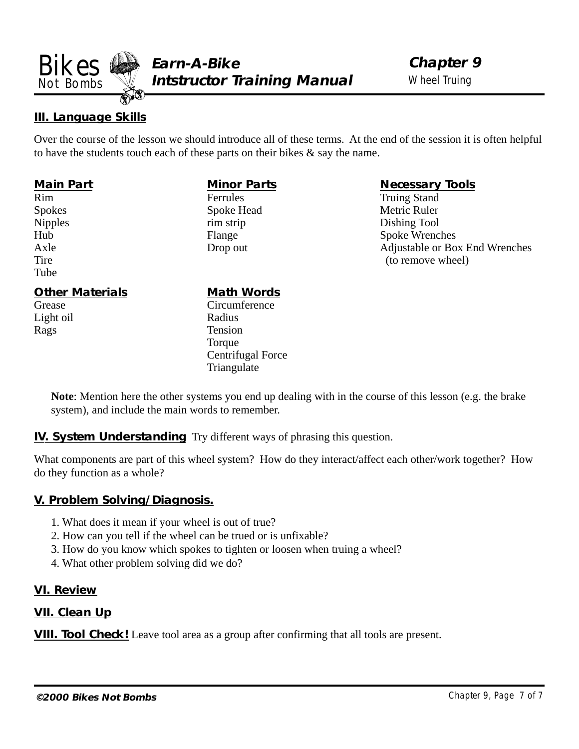### III. Language Skills

Over the course of the lesson we should introduce all of these terms. At the end of the session it is often helpful to have the students touch each of these parts on their bikes & say the name.

**Main Part**
Rim
Spokes
Nipples
Hub
Axle
Tire
Tube

**Minor Parts**
Ferrules
Spoke Head
rim strip
Flange
Drop out

**Necessary Tools**
Truing Stand
Metric Ruler
Dishing Tool
Spoke Wrenches
Adjustable or Box End Wrenches
(to remove wheel)

**Other Materials**
Grease
Light oil
Rags

**Math Words**
Circumference
Radius
Tension
Torque
Centrifugal Force
Triangulate

**Note**: Mention here the other systems you end up dealing with in the course of this lesson (e.g. the brake system), and include the main words to remember.

### IV. System Understanding

Try different ways of phrasing this question.

What components are part of this wheel system? How do they interact/affect each other/work together? How do they function as a whole?

### V. Problem Solving/Diagnosis.

1. What does it mean if your wheel is out of true?
2. How can you tell if the wheel can be trued or is unfixable?
3. How do you know which spokes to tighten or loosen when truing a wheel?
4. What other problem solving did we do?

### VI. Review

### VII. Clean Up

### VIII. Tool Check!

Leave tool area as a group after confirming that all tools are present.